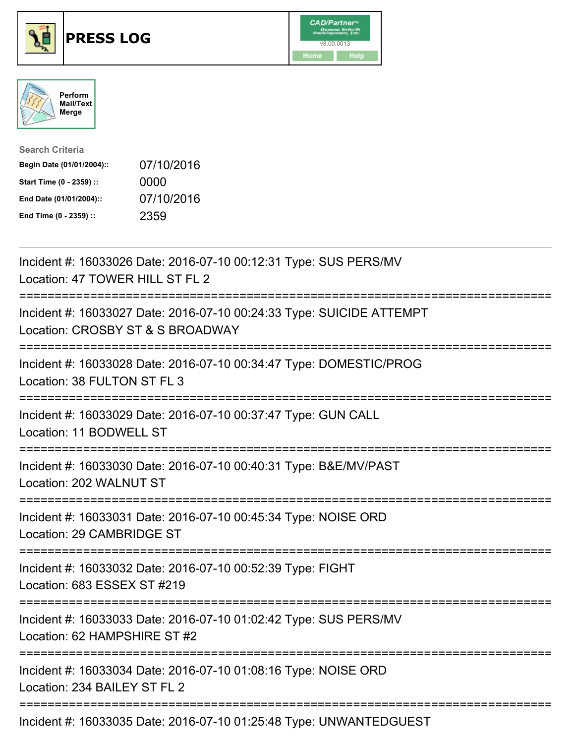# PRESS LOG

Perform Mail/Text Merge

**Search Criteria**

| | |
|---|---|
| **Begin Date (01/01/2004)::** | 07/10/2016 |
| **Start Time (0 - 2359) ::** | 0000 |
| **End Date (01/01/2004)::** | 07/10/2016 |
| **End Time (0 - 2359) ::** | 2359 |

---

Incident #: 16033026 Date: 2016-07-10 00:12:31 Type: SUS PERS/MV
Location: 47 TOWER HILL ST FL 2

===========================================================================

Incident #: 16033027 Date: 2016-07-10 00:24:33 Type: SUICIDE ATTEMPT
Location: CROSBY ST & S BROADWAY

===========================================================================

Incident #: 16033028 Date: 2016-07-10 00:34:47 Type: DOMESTIC/PROG
Location: 38 FULTON ST FL 3

===========================================================================

Incident #: 16033029 Date: 2016-07-10 00:37:47 Type: GUN CALL
Location: 11 BODWELL ST

===========================================================================

Incident #: 16033030 Date: 2016-07-10 00:40:31 Type: B&E/MV/PAST
Location: 202 WALNUT ST

===========================================================================

Incident #: 16033031 Date: 2016-07-10 00:45:34 Type: NOISE ORD
Location: 29 CAMBRIDGE ST

===========================================================================

Incident #: 16033032 Date: 2016-07-10 00:52:39 Type: FIGHT
Location: 683 ESSEX ST #219

===========================================================================

Incident #: 16033033 Date: 2016-07-10 01:02:42 Type: SUS PERS/MV
Location: 62 HAMPSHIRE ST #2

===========================================================================

Incident #: 16033034 Date: 2016-07-10 01:08:16 Type: NOISE ORD
Location: 234 BAILEY ST FL 2

===========================================================================

Incident #: 16033035 Date: 2016-07-10 01:25:48 Type: UNWANTEDGUEST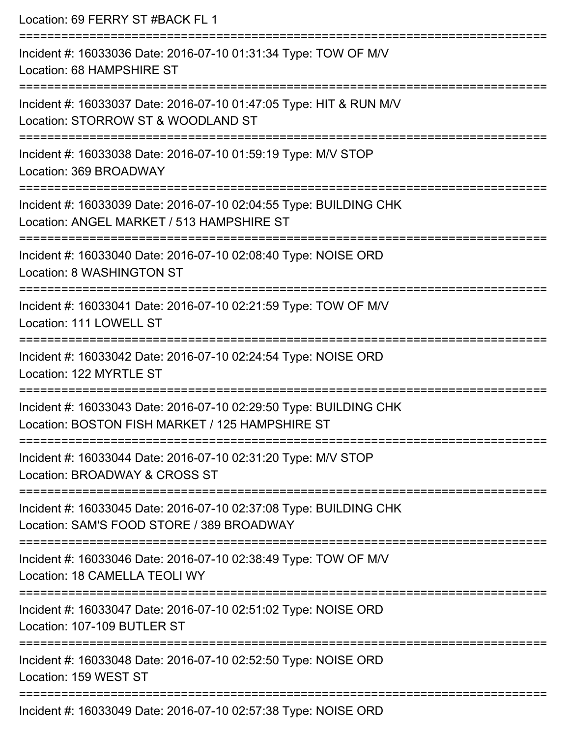Location: 69 FERRY ST #BACK FL 1

===========================================================================

Incident #: 16033036 Date: 2016-07-10 01:31:34 Type: TOW OF M/V
Location: 68 HAMPSHIRE ST

===========================================================================

Incident #: 16033037 Date: 2016-07-10 01:47:05 Type: HIT & RUN M/V
Location: STORROW ST & WOODLAND ST

===========================================================================

Incident #: 16033038 Date: 2016-07-10 01:59:19 Type: M/V STOP
Location: 369 BROADWAY

===========================================================================

Incident #: 16033039 Date: 2016-07-10 02:04:55 Type: BUILDING CHK
Location: ANGEL MARKET / 513 HAMPSHIRE ST

===========================================================================

Incident #: 16033040 Date: 2016-07-10 02:08:40 Type: NOISE ORD
Location: 8 WASHINGTON ST

===========================================================================

Incident #: 16033041 Date: 2016-07-10 02:21:59 Type: TOW OF M/V
Location: 111 LOWELL ST

===========================================================================

Incident #: 16033042 Date: 2016-07-10 02:24:54 Type: NOISE ORD
Location: 122 MYRTLE ST

===========================================================================

Incident #: 16033043 Date: 2016-07-10 02:29:50 Type: BUILDING CHK
Location: BOSTON FISH MARKET / 125 HAMPSHIRE ST

===========================================================================

Incident #: 16033044 Date: 2016-07-10 02:31:20 Type: M/V STOP
Location: BROADWAY & CROSS ST

===========================================================================

Incident #: 16033045 Date: 2016-07-10 02:37:08 Type: BUILDING CHK
Location: SAM'S FOOD STORE / 389 BROADWAY

===========================================================================

Incident #: 16033046 Date: 2016-07-10 02:38:49 Type: TOW OF M/V
Location: 18 CAMELLA TEOLI WY

===========================================================================

Incident #: 16033047 Date: 2016-07-10 02:51:02 Type: NOISE ORD
Location: 107-109 BUTLER ST

===========================================================================

Incident #: 16033048 Date: 2016-07-10 02:52:50 Type: NOISE ORD
Location: 159 WEST ST

===========================================================================

Incident #: 16033049 Date: 2016-07-10 02:57:38 Type: NOISE ORD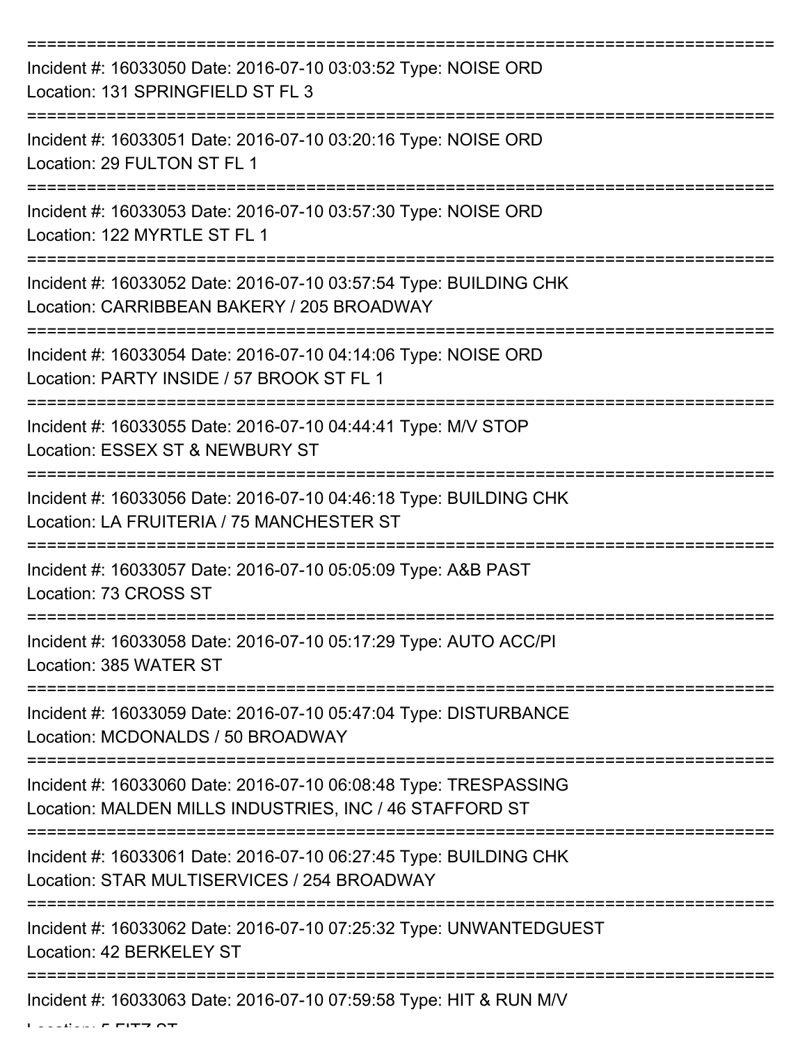===========================================================================

Incident #: 16033050 Date: 2016-07-10 03:03:52 Type: NOISE ORD
Location: 131 SPRINGFIELD ST FL 3

===========================================================================

Incident #: 16033051 Date: 2016-07-10 03:20:16 Type: NOISE ORD
Location: 29 FULTON ST FL 1

===========================================================================

Incident #: 16033053 Date: 2016-07-10 03:57:30 Type: NOISE ORD
Location: 122 MYRTLE ST FL 1

===========================================================================

Incident #: 16033052 Date: 2016-07-10 03:57:54 Type: BUILDING CHK
Location: CARRIBBEAN BAKERY / 205 BROADWAY

===========================================================================

Incident #: 16033054 Date: 2016-07-10 04:14:06 Type: NOISE ORD
Location: PARTY INSIDE / 57 BROOK ST FL 1

===========================================================================

Incident #: 16033055 Date: 2016-07-10 04:44:41 Type: M/V STOP
Location: ESSEX ST & NEWBURY ST

===========================================================================

Incident #: 16033056 Date: 2016-07-10 04:46:18 Type: BUILDING CHK
Location: LA FRUITERIA / 75 MANCHESTER ST

===========================================================================

Incident #: 16033057 Date: 2016-07-10 05:05:09 Type: A&B PAST
Location: 73 CROSS ST

===========================================================================

Incident #: 16033058 Date: 2016-07-10 05:17:29 Type: AUTO ACC/PI
Location: 385 WATER ST

===========================================================================

Incident #: 16033059 Date: 2016-07-10 05:47:04 Type: DISTURBANCE
Location: MCDONALDS / 50 BROADWAY

===========================================================================

Incident #: 16033060 Date: 2016-07-10 06:08:48 Type: TRESPASSING
Location: MALDEN MILLS INDUSTRIES, INC / 46 STAFFORD ST

===========================================================================

Incident #: 16033061 Date: 2016-07-10 06:27:45 Type: BUILDING CHK
Location: STAR MULTISERVICES / 254 BROADWAY

===========================================================================

Incident #: 16033062 Date: 2016-07-10 07:25:32 Type: UNWANTEDGUEST
Location: 42 BERKELEY ST

===========================================================================

Incident #: 16033063 Date: 2016-07-10 07:59:58 Type: HIT & RUN M/V
Location: 5 FITZ ST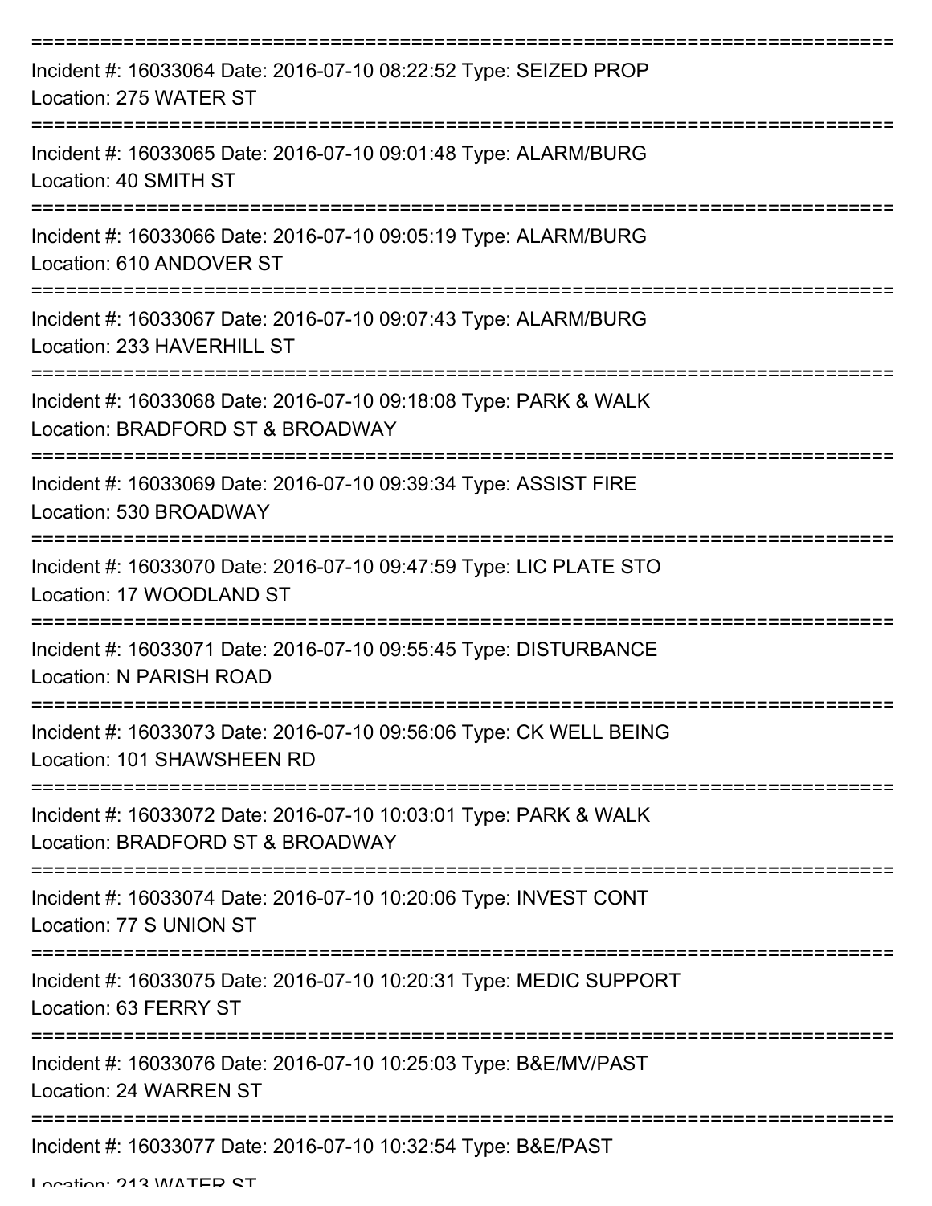Incident #: 16033064 Date: 2016-07-10 08:22:52 Type: SEIZED PROP
Location: 275 WATER ST

Incident #: 16033065 Date: 2016-07-10 09:01:48 Type: ALARM/BURG
Location: 40 SMITH ST

Incident #: 16033066 Date: 2016-07-10 09:05:19 Type: ALARM/BURG
Location: 610 ANDOVER ST

Incident #: 16033067 Date: 2016-07-10 09:07:43 Type: ALARM/BURG
Location: 233 HAVERHILL ST

Incident #: 16033068 Date: 2016-07-10 09:18:08 Type: PARK & WALK
Location: BRADFORD ST & BROADWAY

Incident #: 16033069 Date: 2016-07-10 09:39:34 Type: ASSIST FIRE
Location: 530 BROADWAY

Incident #: 16033070 Date: 2016-07-10 09:47:59 Type: LIC PLATE STO
Location: 17 WOODLAND ST

Incident #: 16033071 Date: 2016-07-10 09:55:45 Type: DISTURBANCE
Location: N PARISH ROAD

Incident #: 16033073 Date: 2016-07-10 09:56:06 Type: CK WELL BEING
Location: 101 SHAWSHEEN RD

Incident #: 16033072 Date: 2016-07-10 10:03:01 Type: PARK & WALK
Location: BRADFORD ST & BROADWAY

Incident #: 16033074 Date: 2016-07-10 10:20:06 Type: INVEST CONT
Location: 77 S UNION ST

Incident #: 16033075 Date: 2016-07-10 10:20:31 Type: MEDIC SUPPORT
Location: 63 FERRY ST

Incident #: 16033076 Date: 2016-07-10 10:25:03 Type: B&E/MV/PAST
Location: 24 WARREN ST

Incident #: 16033077 Date: 2016-07-10 10:32:54 Type: B&E/PAST
Location: 213 WATER ST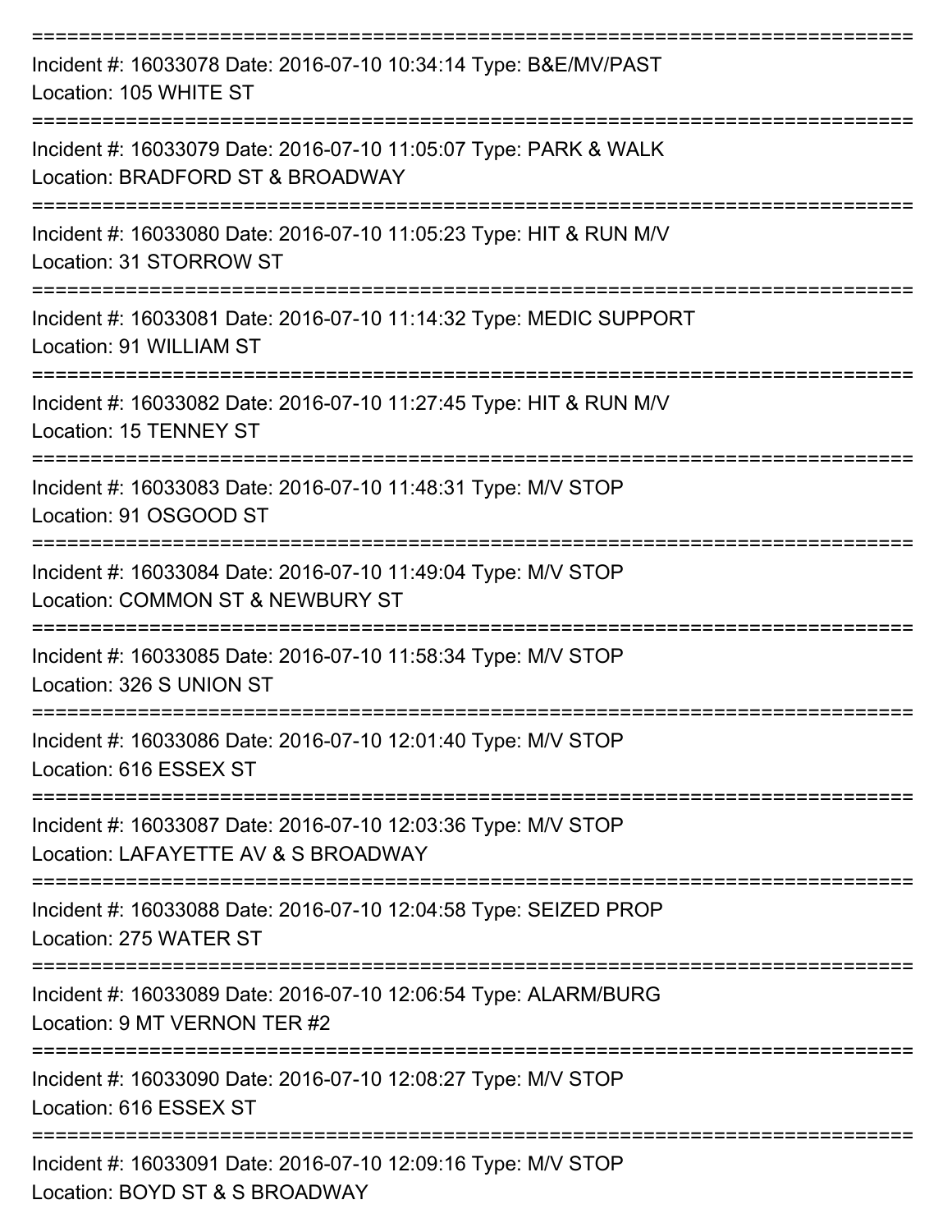===========================================================================

Incident #: 16033078 Date: 2016-07-10 10:34:14 Type: B&E/MV/PAST
Location: 105 WHITE ST

===========================================================================

Incident #: 16033079 Date: 2016-07-10 11:05:07 Type: PARK & WALK
Location: BRADFORD ST & BROADWAY

===========================================================================

Incident #: 16033080 Date: 2016-07-10 11:05:23 Type: HIT & RUN M/V
Location: 31 STORROW ST

===========================================================================

Incident #: 16033081 Date: 2016-07-10 11:14:32 Type: MEDIC SUPPORT
Location: 91 WILLIAM ST

===========================================================================

Incident #: 16033082 Date: 2016-07-10 11:27:45 Type: HIT & RUN M/V
Location: 15 TENNEY ST

===========================================================================

Incident #: 16033083 Date: 2016-07-10 11:48:31 Type: M/V STOP
Location: 91 OSGOOD ST

===========================================================================

Incident #: 16033084 Date: 2016-07-10 11:49:04 Type: M/V STOP
Location: COMMON ST & NEWBURY ST

===========================================================================

Incident #: 16033085 Date: 2016-07-10 11:58:34 Type: M/V STOP
Location: 326 S UNION ST

===========================================================================

Incident #: 16033086 Date: 2016-07-10 12:01:40 Type: M/V STOP
Location: 616 ESSEX ST

===========================================================================

Incident #: 16033087 Date: 2016-07-10 12:03:36 Type: M/V STOP
Location: LAFAYETTE AV & S BROADWAY

===========================================================================

Incident #: 16033088 Date: 2016-07-10 12:04:58 Type: SEIZED PROP
Location: 275 WATER ST

===========================================================================

Incident #: 16033089 Date: 2016-07-10 12:06:54 Type: ALARM/BURG
Location: 9 MT VERNON TER #2

===========================================================================

Incident #: 16033090 Date: 2016-07-10 12:08:27 Type: M/V STOP
Location: 616 ESSEX ST

===========================================================================

Incident #: 16033091 Date: 2016-07-10 12:09:16 Type: M/V STOP
Location: BOYD ST & S BROADWAY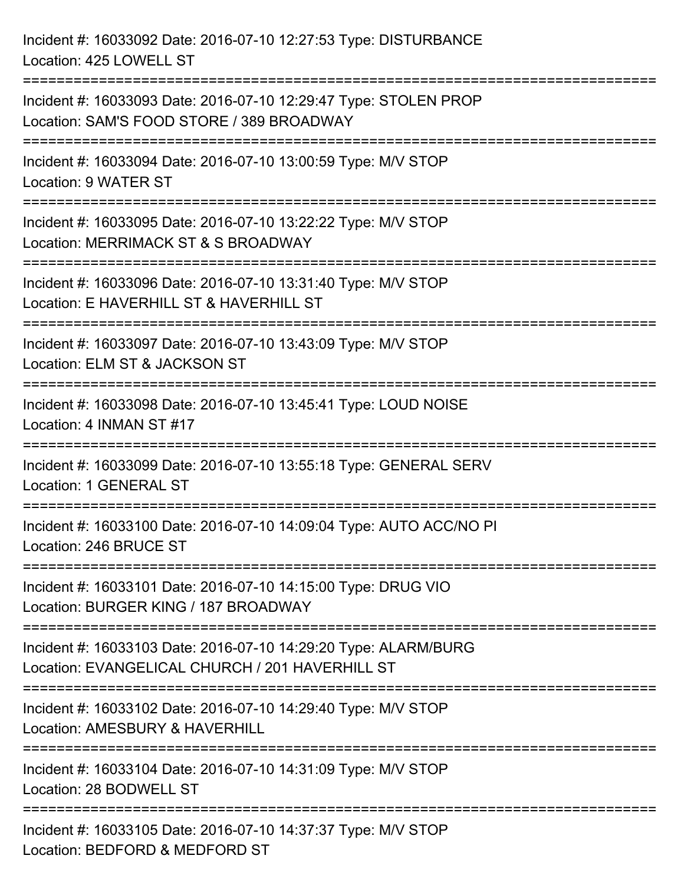Incident #: 16033092 Date: 2016-07-10 12:27:53 Type: DISTURBANCE
Location: 425 LOWELL ST

===========================================================================

Incident #: 16033093 Date: 2016-07-10 12:29:47 Type: STOLEN PROP
Location: SAM'S FOOD STORE / 389 BROADWAY

===========================================================================

Incident #: 16033094 Date: 2016-07-10 13:00:59 Type: M/V STOP
Location: 9 WATER ST

===========================================================================

Incident #: 16033095 Date: 2016-07-10 13:22:22 Type: M/V STOP
Location: MERRIMACK ST & S BROADWAY

===========================================================================

Incident #: 16033096 Date: 2016-07-10 13:31:40 Type: M/V STOP
Location: E HAVERHILL ST & HAVERHILL ST

===========================================================================

Incident #: 16033097 Date: 2016-07-10 13:43:09 Type: M/V STOP
Location: ELM ST & JACKSON ST

===========================================================================

Incident #: 16033098 Date: 2016-07-10 13:45:41 Type: LOUD NOISE
Location: 4 INMAN ST #17

===========================================================================

Incident #: 16033099 Date: 2016-07-10 13:55:18 Type: GENERAL SERV
Location: 1 GENERAL ST

===========================================================================

Incident #: 16033100 Date: 2016-07-10 14:09:04 Type: AUTO ACC/NO PI
Location: 246 BRUCE ST

===========================================================================

Incident #: 16033101 Date: 2016-07-10 14:15:00 Type: DRUG VIO
Location: BURGER KING / 187 BROADWAY

===========================================================================

Incident #: 16033103 Date: 2016-07-10 14:29:20 Type: ALARM/BURG
Location: EVANGELICAL CHURCH / 201 HAVERHILL ST

===========================================================================

Incident #: 16033102 Date: 2016-07-10 14:29:40 Type: M/V STOP
Location: AMESBURY & HAVERHILL

===========================================================================

Incident #: 16033104 Date: 2016-07-10 14:31:09 Type: M/V STOP
Location: 28 BODWELL ST

===========================================================================

Incident #: 16033105 Date: 2016-07-10 14:37:37 Type: M/V STOP
Location: BEDFORD & MEDFORD ST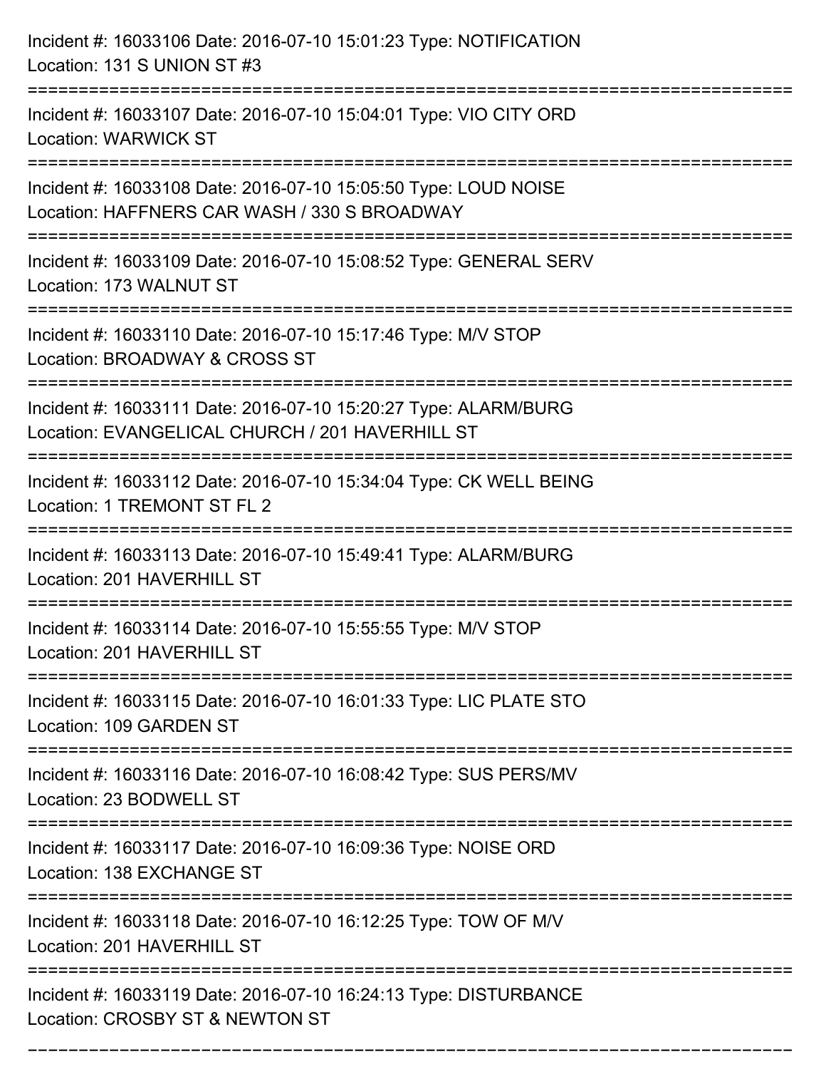Incident #: 16033106 Date: 2016-07-10 15:01:23 Type: NOTIFICATION
Location: 131 S UNION ST #3

===========================================================================

Incident #: 16033107 Date: 2016-07-10 15:04:01 Type: VIO CITY ORD
Location: WARWICK ST

===========================================================================

Incident #: 16033108 Date: 2016-07-10 15:05:50 Type: LOUD NOISE
Location: HAFFNERS CAR WASH / 330 S BROADWAY

===========================================================================

Incident #: 16033109 Date: 2016-07-10 15:08:52 Type: GENERAL SERV
Location: 173 WALNUT ST

===========================================================================

Incident #: 16033110 Date: 2016-07-10 15:17:46 Type: M/V STOP
Location: BROADWAY & CROSS ST

===========================================================================

Incident #: 16033111 Date: 2016-07-10 15:20:27 Type: ALARM/BURG
Location: EVANGELICAL CHURCH / 201 HAVERHILL ST

===========================================================================

Incident #: 16033112 Date: 2016-07-10 15:34:04 Type: CK WELL BEING
Location: 1 TREMONT ST FL 2

===========================================================================

Incident #: 16033113 Date: 2016-07-10 15:49:41 Type: ALARM/BURG
Location: 201 HAVERHILL ST

===========================================================================

Incident #: 16033114 Date: 2016-07-10 15:55:55 Type: M/V STOP
Location: 201 HAVERHILL ST

===========================================================================

Incident #: 16033115 Date: 2016-07-10 16:01:33 Type: LIC PLATE STO
Location: 109 GARDEN ST

===========================================================================

Incident #: 16033116 Date: 2016-07-10 16:08:42 Type: SUS PERS/MV
Location: 23 BODWELL ST

===========================================================================

Incident #: 16033117 Date: 2016-07-10 16:09:36 Type: NOISE ORD
Location: 138 EXCHANGE ST

===========================================================================

Incident #: 16033118 Date: 2016-07-10 16:12:25 Type: TOW OF M/V
Location: 201 HAVERHILL ST

===========================================================================

Incident #: 16033119 Date: 2016-07-10 16:24:13 Type: DISTURBANCE
Location: CROSBY ST & NEWTON ST

===========================================================================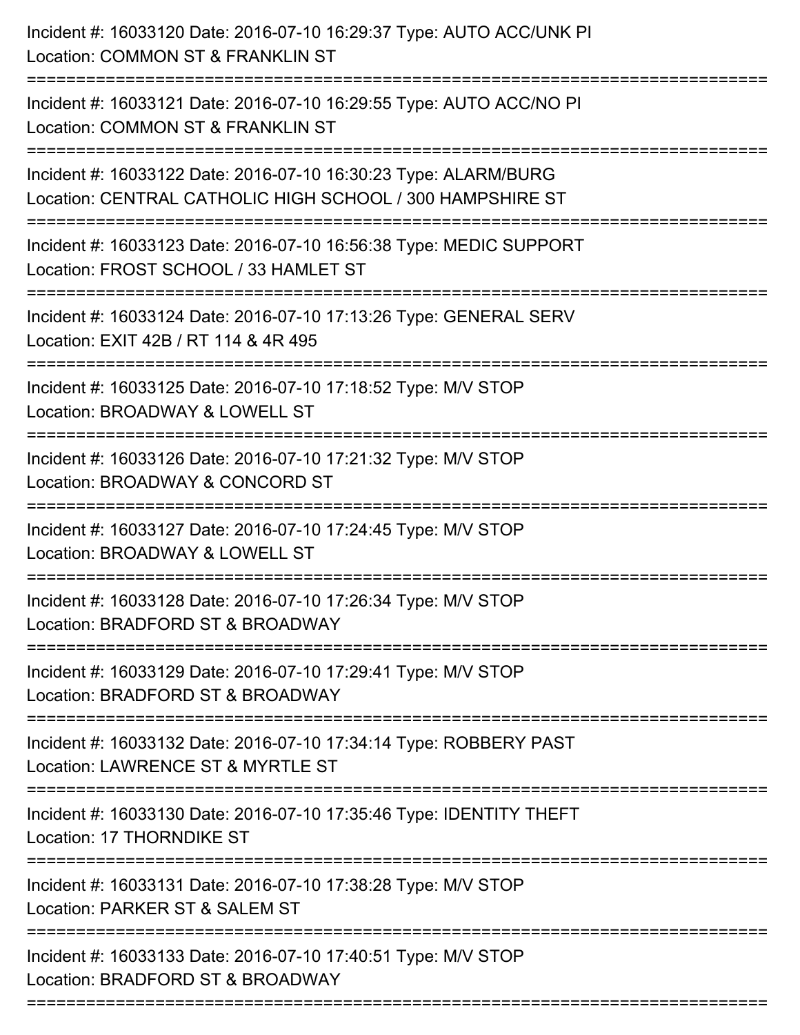Incident #: 16033120 Date: 2016-07-10 16:29:37 Type: AUTO ACC/UNK PI
Location: COMMON ST & FRANKLIN ST

===========================================================================

Incident #: 16033121 Date: 2016-07-10 16:29:55 Type: AUTO ACC/NO PI
Location: COMMON ST & FRANKLIN ST

===========================================================================

Incident #: 16033122 Date: 2016-07-10 16:30:23 Type: ALARM/BURG
Location: CENTRAL CATHOLIC HIGH SCHOOL / 300 HAMPSHIRE ST

===========================================================================

Incident #: 16033123 Date: 2016-07-10 16:56:38 Type: MEDIC SUPPORT
Location: FROST SCHOOL / 33 HAMLET ST

===========================================================================

Incident #: 16033124 Date: 2016-07-10 17:13:26 Type: GENERAL SERV
Location: EXIT 42B / RT 114 & 4R 495

===========================================================================

Incident #: 16033125 Date: 2016-07-10 17:18:52 Type: M/V STOP
Location: BROADWAY & LOWELL ST

===========================================================================

Incident #: 16033126 Date: 2016-07-10 17:21:32 Type: M/V STOP
Location: BROADWAY & CONCORD ST

===========================================================================

Incident #: 16033127 Date: 2016-07-10 17:24:45 Type: M/V STOP
Location: BROADWAY & LOWELL ST

===========================================================================

Incident #: 16033128 Date: 2016-07-10 17:26:34 Type: M/V STOP
Location: BRADFORD ST & BROADWAY

===========================================================================

Incident #: 16033129 Date: 2016-07-10 17:29:41 Type: M/V STOP
Location: BRADFORD ST & BROADWAY

===========================================================================

Incident #: 16033132 Date: 2016-07-10 17:34:14 Type: ROBBERY PAST
Location: LAWRENCE ST & MYRTLE ST

===========================================================================

Incident #: 16033130 Date: 2016-07-10 17:35:46 Type: IDENTITY THEFT
Location: 17 THORNDIKE ST

===========================================================================

Incident #: 16033131 Date: 2016-07-10 17:38:28 Type: M/V STOP
Location: PARKER ST & SALEM ST

===========================================================================

Incident #: 16033133 Date: 2016-07-10 17:40:51 Type: M/V STOP
Location: BRADFORD ST & BROADWAY

===========================================================================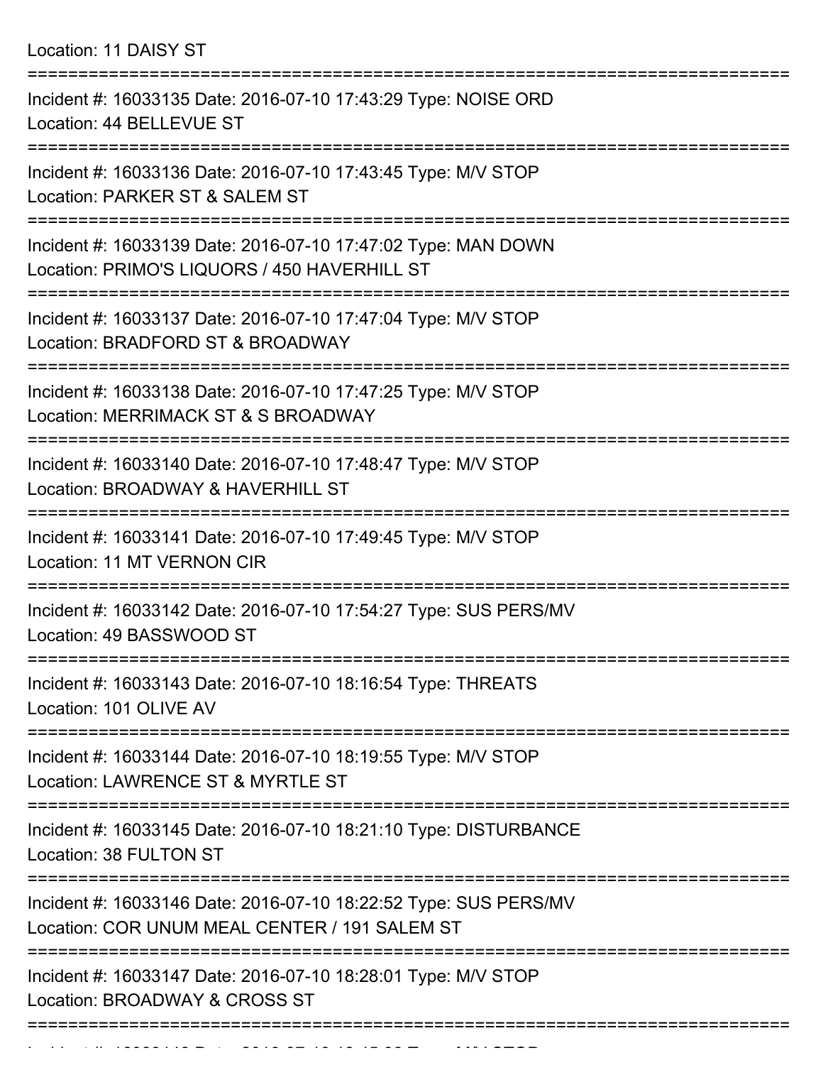Location: 11 DAISY ST

===========================================================================

Incident #: 16033135 Date: 2016-07-10 17:43:29 Type: NOISE ORD
Location: 44 BELLEVUE ST

===========================================================================

Incident #: 16033136 Date: 2016-07-10 17:43:45 Type: M/V STOP
Location: PARKER ST & SALEM ST

===========================================================================

Incident #: 16033139 Date: 2016-07-10 17:47:02 Type: MAN DOWN
Location: PRIMO'S LIQUORS / 450 HAVERHILL ST

===========================================================================

Incident #: 16033137 Date: 2016-07-10 17:47:04 Type: M/V STOP
Location: BRADFORD ST & BROADWAY

===========================================================================

Incident #: 16033138 Date: 2016-07-10 17:47:25 Type: M/V STOP
Location: MERRIMACK ST & S BROADWAY

===========================================================================

Incident #: 16033140 Date: 2016-07-10 17:48:47 Type: M/V STOP
Location: BROADWAY & HAVERHILL ST

===========================================================================

Incident #: 16033141 Date: 2016-07-10 17:49:45 Type: M/V STOP
Location: 11 MT VERNON CIR

===========================================================================

Incident #: 16033142 Date: 2016-07-10 17:54:27 Type: SUS PERS/MV
Location: 49 BASSWOOD ST

===========================================================================

Incident #: 16033143 Date: 2016-07-10 18:16:54 Type: THREATS
Location: 101 OLIVE AV

===========================================================================

Incident #: 16033144 Date: 2016-07-10 18:19:55 Type: M/V STOP
Location: LAWRENCE ST & MYRTLE ST

===========================================================================

Incident #: 16033145 Date: 2016-07-10 18:21:10 Type: DISTURBANCE
Location: 38 FULTON ST

===========================================================================

Incident #: 16033146 Date: 2016-07-10 18:22:52 Type: SUS PERS/MV
Location: COR UNUM MEAL CENTER / 191 SALEM ST

===========================================================================

Incident #: 16033147 Date: 2016-07-10 18:28:01 Type: M/V STOP
Location: BROADWAY & CROSS ST

===========================================================================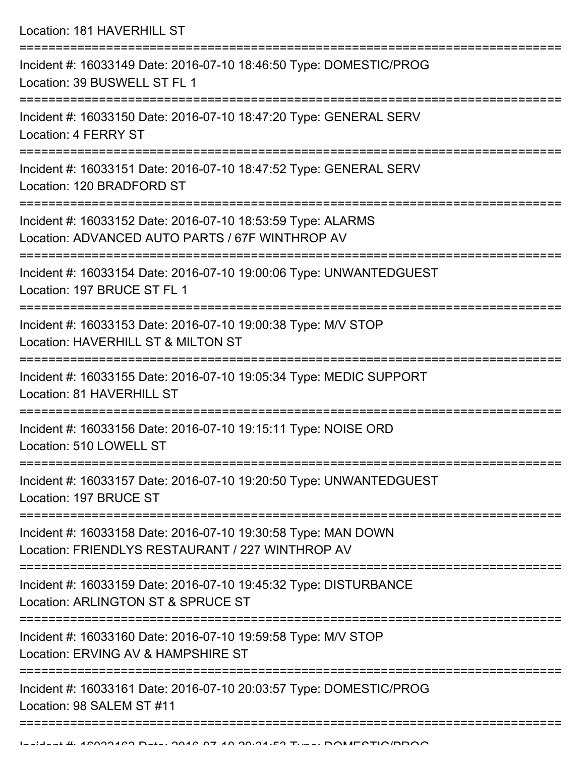Location: 181 HAVERHILL ST

===========================================================================

Incident #: 16033149 Date: 2016-07-10 18:46:50 Type: DOMESTIC/PROG
Location: 39 BUSWELL ST FL 1

===========================================================================

Incident #: 16033150 Date: 2016-07-10 18:47:20 Type: GENERAL SERV
Location: 4 FERRY ST

===========================================================================

Incident #: 16033151 Date: 2016-07-10 18:47:52 Type: GENERAL SERV
Location: 120 BRADFORD ST

===========================================================================

Incident #: 16033152 Date: 2016-07-10 18:53:59 Type: ALARMS
Location: ADVANCED AUTO PARTS / 67F WINTHROP AV

===========================================================================

Incident #: 16033154 Date: 2016-07-10 19:00:06 Type: UNWANTEDGUEST
Location: 197 BRUCE ST FL 1

===========================================================================

Incident #: 16033153 Date: 2016-07-10 19:00:38 Type: M/V STOP
Location: HAVERHILL ST & MILTON ST

===========================================================================

Incident #: 16033155 Date: 2016-07-10 19:05:34 Type: MEDIC SUPPORT
Location: 81 HAVERHILL ST

===========================================================================

Incident #: 16033156 Date: 2016-07-10 19:15:11 Type: NOISE ORD
Location: 510 LOWELL ST

===========================================================================

Incident #: 16033157 Date: 2016-07-10 19:20:50 Type: UNWANTEDGUEST
Location: 197 BRUCE ST

===========================================================================

Incident #: 16033158 Date: 2016-07-10 19:30:58 Type: MAN DOWN
Location: FRIENDLYS RESTAURANT / 227 WINTHROP AV

===========================================================================

Incident #: 16033159 Date: 2016-07-10 19:45:32 Type: DISTURBANCE
Location: ARLINGTON ST & SPRUCE ST

===========================================================================

Incident #: 16033160 Date: 2016-07-10 19:59:58 Type: M/V STOP
Location: ERVING AV & HAMPSHIRE ST

===========================================================================

Incident #: 16033161 Date: 2016-07-10 20:03:57 Type: DOMESTIC/PROG
Location: 98 SALEM ST #11

===========================================================================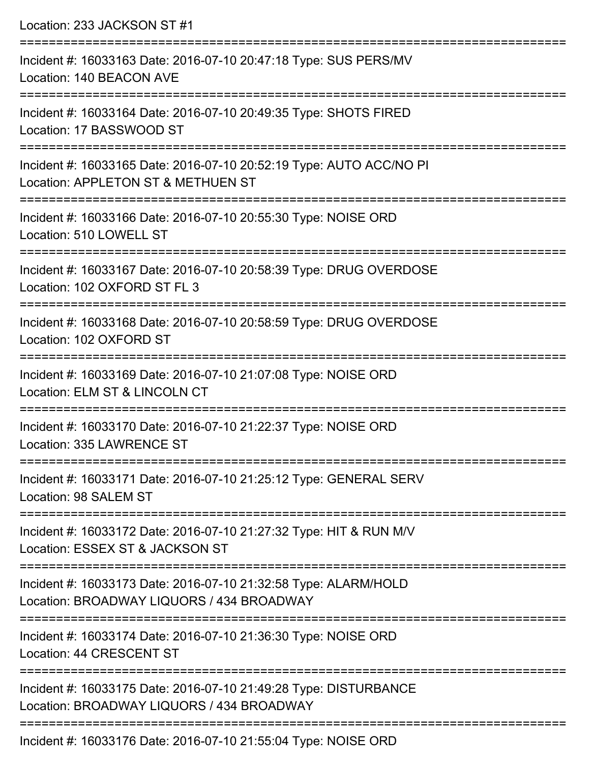Location: 233 JACKSON ST #1

===========================================================================

Incident #: 16033163 Date: 2016-07-10 20:47:18 Type: SUS PERS/MV
Location: 140 BEACON AVE

===========================================================================

Incident #: 16033164 Date: 2016-07-10 20:49:35 Type: SHOTS FIRED
Location: 17 BASSWOOD ST

===========================================================================

Incident #: 16033165 Date: 2016-07-10 20:52:19 Type: AUTO ACC/NO PI
Location: APPLETON ST & METHUEN ST

===========================================================================

Incident #: 16033166 Date: 2016-07-10 20:55:30 Type: NOISE ORD
Location: 510 LOWELL ST

===========================================================================

Incident #: 16033167 Date: 2016-07-10 20:58:39 Type: DRUG OVERDOSE
Location: 102 OXFORD ST FL 3

===========================================================================

Incident #: 16033168 Date: 2016-07-10 20:58:59 Type: DRUG OVERDOSE
Location: 102 OXFORD ST

===========================================================================

Incident #: 16033169 Date: 2016-07-10 21:07:08 Type: NOISE ORD
Location: ELM ST & LINCOLN CT

===========================================================================

Incident #: 16033170 Date: 2016-07-10 21:22:37 Type: NOISE ORD
Location: 335 LAWRENCE ST

===========================================================================

Incident #: 16033171 Date: 2016-07-10 21:25:12 Type: GENERAL SERV
Location: 98 SALEM ST

===========================================================================

Incident #: 16033172 Date: 2016-07-10 21:27:32 Type: HIT & RUN M/V
Location: ESSEX ST & JACKSON ST

===========================================================================

Incident #: 16033173 Date: 2016-07-10 21:32:58 Type: ALARM/HOLD
Location: BROADWAY LIQUORS / 434 BROADWAY

===========================================================================

Incident #: 16033174 Date: 2016-07-10 21:36:30 Type: NOISE ORD
Location: 44 CRESCENT ST

===========================================================================

Incident #: 16033175 Date: 2016-07-10 21:49:28 Type: DISTURBANCE
Location: BROADWAY LIQUORS / 434 BROADWAY

===========================================================================

Incident #: 16033176 Date: 2016-07-10 21:55:04 Type: NOISE ORD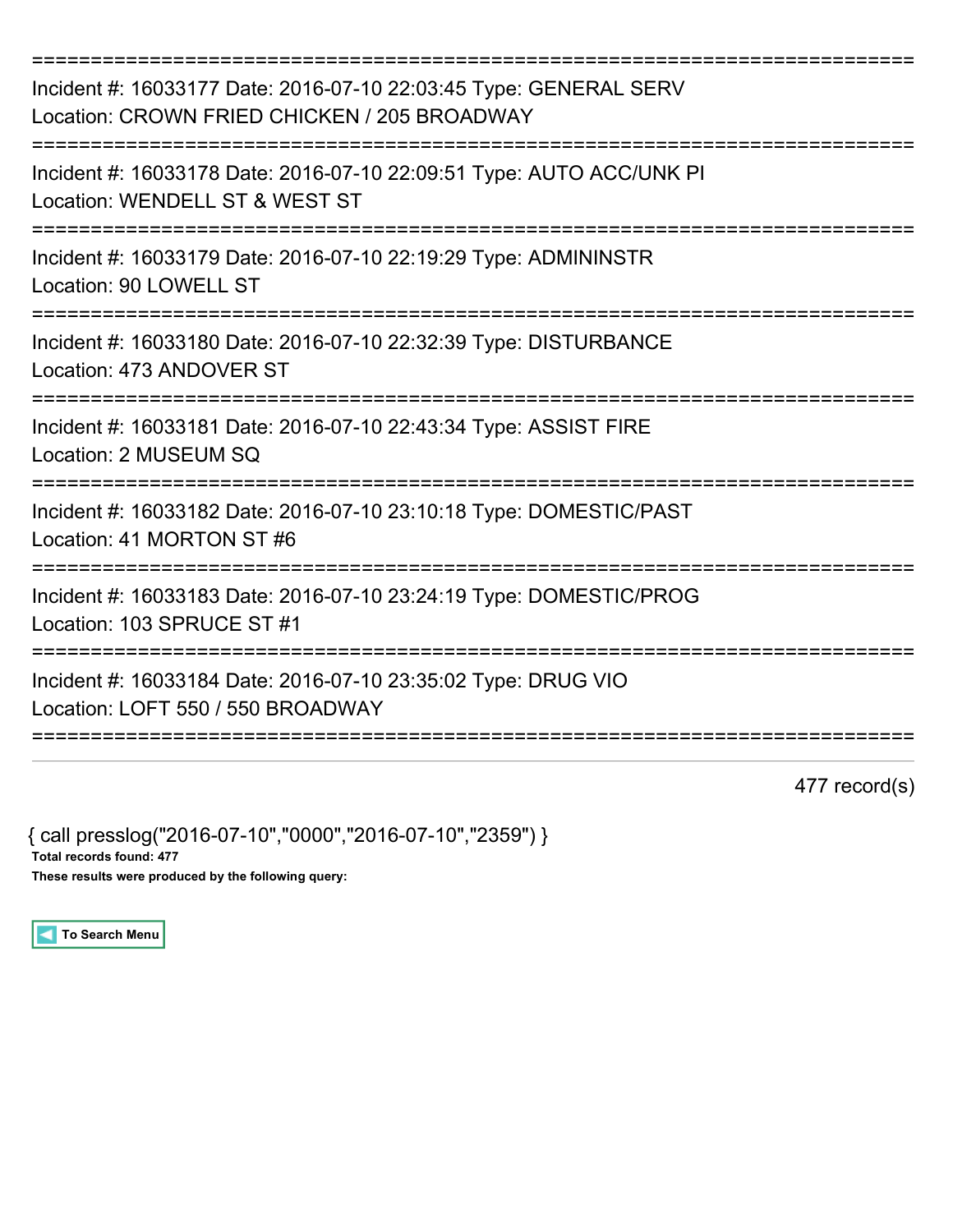===========================================================================

Incident #: 16033177 Date: 2016-07-10 22:03:45 Type: GENERAL SERV
Location: CROWN FRIED CHICKEN / 205 BROADWAY

===========================================================================

Incident #: 16033178 Date: 2016-07-10 22:09:51 Type: AUTO ACC/UNK PI
Location: WENDELL ST & WEST ST

===========================================================================

Incident #: 16033179 Date: 2016-07-10 22:19:29 Type: ADMININSTR
Location: 90 LOWELL ST

===========================================================================

Incident #: 16033180 Date: 2016-07-10 22:32:39 Type: DISTURBANCE
Location: 473 ANDOVER ST

===========================================================================

Incident #: 16033181 Date: 2016-07-10 22:43:34 Type: ASSIST FIRE
Location: 2 MUSEUM SQ

===========================================================================

Incident #: 16033182 Date: 2016-07-10 23:10:18 Type: DOMESTIC/PAST
Location: 41 MORTON ST #6

===========================================================================

Incident #: 16033183 Date: 2016-07-10 23:24:19 Type: DOMESTIC/PROG
Location: 103 SPRUCE ST #1

===========================================================================

Incident #: 16033184 Date: 2016-07-10 23:35:02 Type: DRUG VIO
Location: LOFT 550 / 550 BROADWAY

===========================================================================

477 record(s)

{ call presslog("2016-07-10","0000","2016-07-10","2359") }

**Total records found: 477**

**These results were produced by the following query:**

To Search Menu